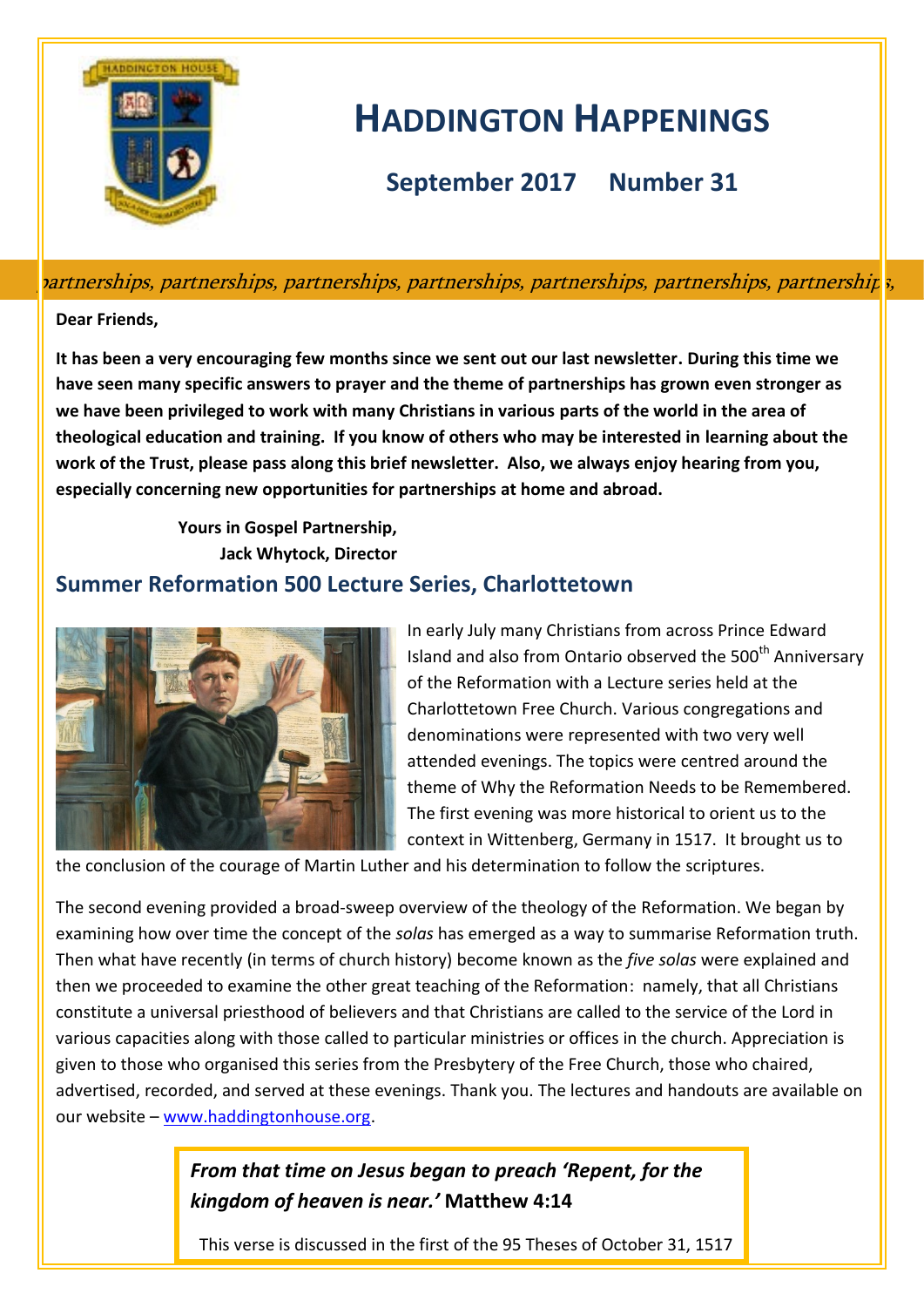# HADDINGTON HAPPENINGS

**September 2017 Number 31**

*partnerships, partnerships, partnerships, partnerships, partnerships, partnerships, partnerships,*

**Dear Friends,**

**It has been a very encouraging few months since we sent out our last newsletter. During this time we have seen many specific answers to prayer and the theme of partnerships has grown even stronger as we have been privileged to work with many Christians in various parts of the world in the area of theological education and training. If you know of others who may be interested in learning about the work of the Trust, please pass along this brief newsletter. Also, we always enjoy hearing from you, especially concerning new opportunities for partnerships at home and abroad.**

**Yours in Gospel Partnership,**
**Jack Whytock, Director**

## Summer Reformation 500 Lecture Series, Charlottetown

In early July many Christians from across Prince Edward Island and also from Ontario observed the 500th Anniversary of the Reformation with a Lecture series held at the Charlottetown Free Church. Various congregations and denominations were represented with two very well attended evenings. The topics were centred around the theme of Why the Reformation Needs to be Remembered. The first evening was more historical to orient us to the context in Wittenberg, Germany in 1517. It brought us to the conclusion of the courage of Martin Luther and his determination to follow the scriptures.

The second evening provided a broad-sweep overview of the theology of the Reformation. We began by examining how over time the concept of the *solas* has emerged as a way to summarise Reformation truth. Then what have recently (in terms of church history) become known as the *five solas* were explained and then we proceeded to examine the other great teaching of the Reformation: namely, that all Christians constitute a universal priesthood of believers and that Christians are called to the service of the Lord in various capacities along with those called to particular ministries or offices in the church. Appreciation is given to those who organised this series from the Presbytery of the Free Church, those who chaired, advertised, recorded, and served at these evenings. Thank you. The lectures and handouts are available on our website – www.haddingtonhouse.org.

> ***From that time on Jesus began to preach 'Repent, for the kingdom of heaven is near.'*** **Matthew 4:14**
>
> This verse is discussed in the first of the 95 Theses of October 31, 1517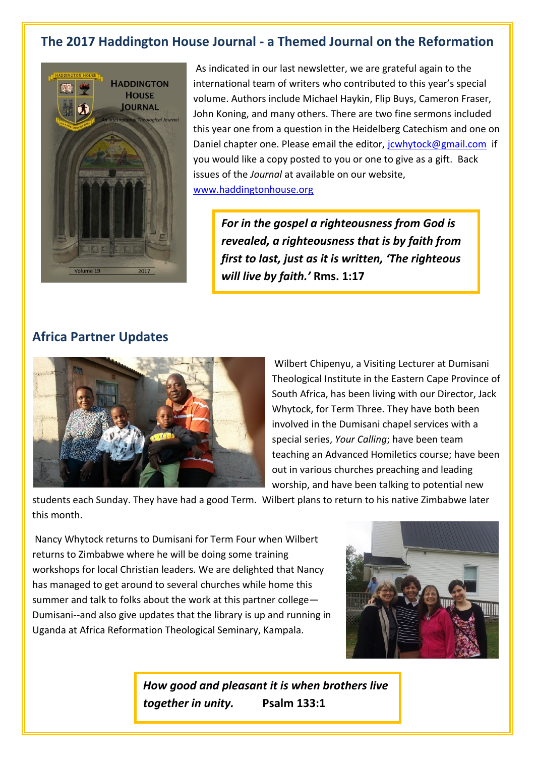## The 2017 Haddington House Journal - a Themed Journal on the Reformation

As indicated in our last newsletter, we are grateful again to the international team of writers who contributed to this year's special volume. Authors include Michael Haykin, Flip Buys, Cameron Fraser, John Koning, and many others. There are two fine sermons included this year one from a question in the Heidelberg Catechism and one on Daniel chapter one. Please email the editor, jcwhytock@gmail.com if you would like a copy posted to you or one to give as a gift. Back issues of the *Journal* at available on our website, www.haddingtonhouse.org

> ***For in the gospel a righteousness from God is revealed, a righteousness that is by faith from first to last, just as it is written, 'The righteous will live by faith.'*** **Rms. 1:17**

## Africa Partner Updates

Wilbert Chipenyu, a Visiting Lecturer at Dumisani Theological Institute in the Eastern Cape Province of South Africa, has been living with our Director, Jack Whytock, for Term Three. They have both been involved in the Dumisani chapel services with a special series, *Your Calling*; have been team teaching an Advanced Homiletics course; have been out in various churches preaching and leading worship, and have been talking to potential new students each Sunday. They have had a good Term. Wilbert plans to return to his native Zimbabwe later this month.

Nancy Whytock returns to Dumisani for Term Four when Wilbert returns to Zimbabwe where he will be doing some training workshops for local Christian leaders. We are delighted that Nancy has managed to get around to several churches while home this summer and talk to folks about the work at this partner college—Dumisani--and also give updates that the library is up and running in Uganda at Africa Reformation Theological Seminary, Kampala.

> ***How good and pleasant it is when brothers live together in unity.*** **Psalm 133:1**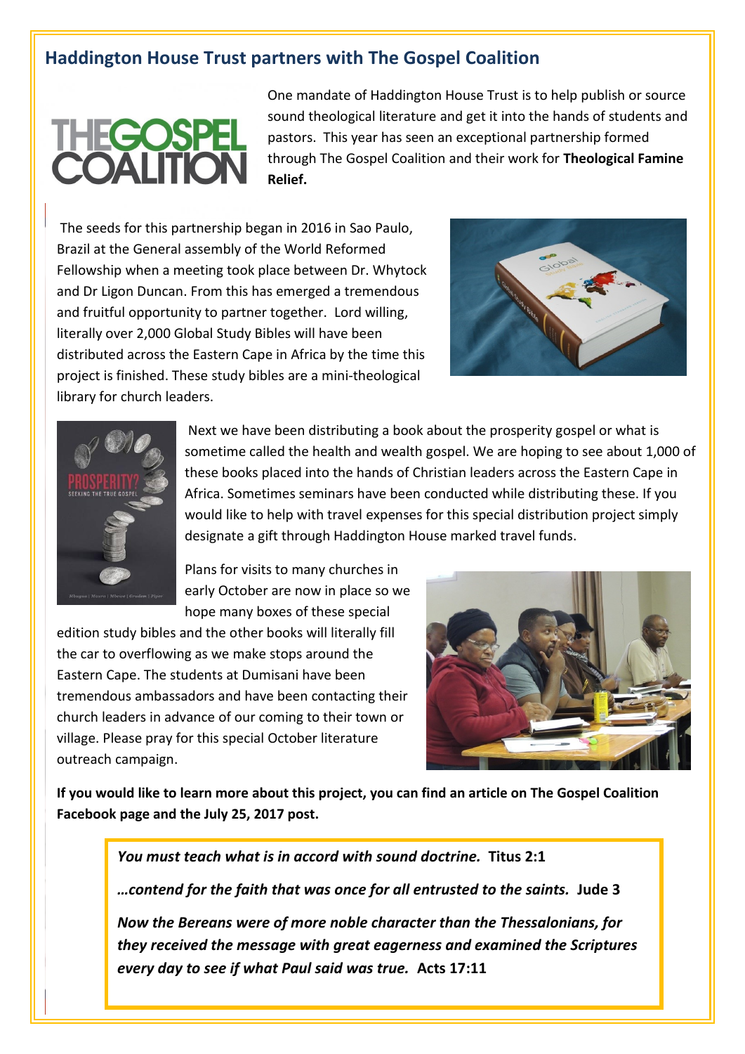## Haddington House Trust partners with The Gospel Coalition

One mandate of Haddington House Trust is to help publish or source sound theological literature and get it into the hands of students and pastors. This year has seen an exceptional partnership formed through The Gospel Coalition and their work for **Theological Famine Relief.**

The seeds for this partnership began in 2016 in Sao Paulo, Brazil at the General assembly of the World Reformed Fellowship when a meeting took place between Dr. Whytock and Dr Ligon Duncan. From this has emerged a tremendous and fruitful opportunity to partner together. Lord willing, literally over 2,000 Global Study Bibles will have been distributed across the Eastern Cape in Africa by the time this project is finished. These study bibles are a mini-theological library for church leaders.

Next we have been distributing a book about the prosperity gospel or what is sometime called the health and wealth gospel. We are hoping to see about 1,000 of these books placed into the hands of Christian leaders across the Eastern Cape in Africa. Sometimes seminars have been conducted while distributing these. If you would like to help with travel expenses for this special distribution project simply designate a gift through Haddington House marked travel funds.

Plans for visits to many churches in early October are now in place so we hope many boxes of these special edition study bibles and the other books will literally fill the car to overflowing as we make stops around the Eastern Cape. The students at Dumisani have been tremendous ambassadors and have been contacting their church leaders in advance of our coming to their town or village. Please pray for this special October literature outreach campaign.

**If you would like to learn more about this project, you can find an article on The Gospel Coalition Facebook page and the July 25, 2017 post.**

***You must teach what is in accord with sound doctrine.*** **Titus 2:1**

***…contend for the faith that was once for all entrusted to the saints.*** **Jude 3**

***Now the Bereans were of more noble character than the Thessalonians, for they received the message with great eagerness and examined the Scriptures every day to see if what Paul said was true.*** **Acts 17:11**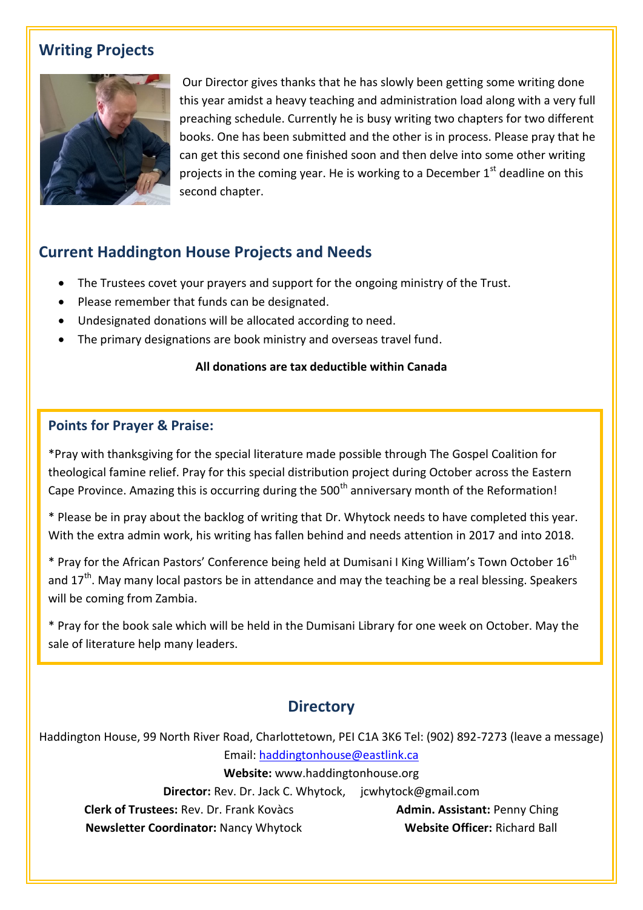## Writing Projects

Our Director gives thanks that he has slowly been getting some writing done this year amidst a heavy teaching and administration load along with a very full preaching schedule. Currently he is busy writing two chapters for two different books. One has been submitted and the other is in process. Please pray that he can get this second one finished soon and then delve into some other writing projects in the coming year. He is working to a December 1st deadline on this second chapter.

## Current Haddington House Projects and Needs

- The Trustees covet your prayers and support for the ongoing ministry of the Trust.
- Please remember that funds can be designated.
- Undesignated donations will be allocated according to need.
- The primary designations are book ministry and overseas travel fund.

**All donations are tax deductible within Canada**

### Points for Prayer & Praise:

*Pray with thanksgiving for the special literature made possible through The Gospel Coalition for theological famine relief. Pray for this special distribution project during October across the Eastern Cape Province. Amazing this is occurring during the 500th anniversary month of the Reformation!

* Please be in pray about the backlog of writing that Dr. Whytock needs to have completed this year. With the extra admin work, his writing has fallen behind and needs attention in 2017 and into 2018.

* Pray for the African Pastors' Conference being held at Dumisani I King William's Town October 16th and 17th. May many local pastors be in attendance and may the teaching be a real blessing. Speakers will be coming from Zambia.

* Pray for the book sale which will be held in the Dumisani Library for one week on October. May the sale of literature help many leaders.

## Directory

Haddington House, 99 North River Road, Charlottetown, PEI C1A 3K6 Tel: (902) 892-7273 (leave a message)

Email: haddingtonhouse@eastlink.ca

**Website:** www.haddingtonhouse.org

**Director:** Rev. Dr. Jack C. Whytock, jcwhytock@gmail.com

**Clerk of Trustees:** Rev. Dr. Frank Kovàcs

**Admin. Assistant:** Penny Ching

**Newsletter Coordinator:** Nancy Whytock

**Website Officer:** Richard Ball